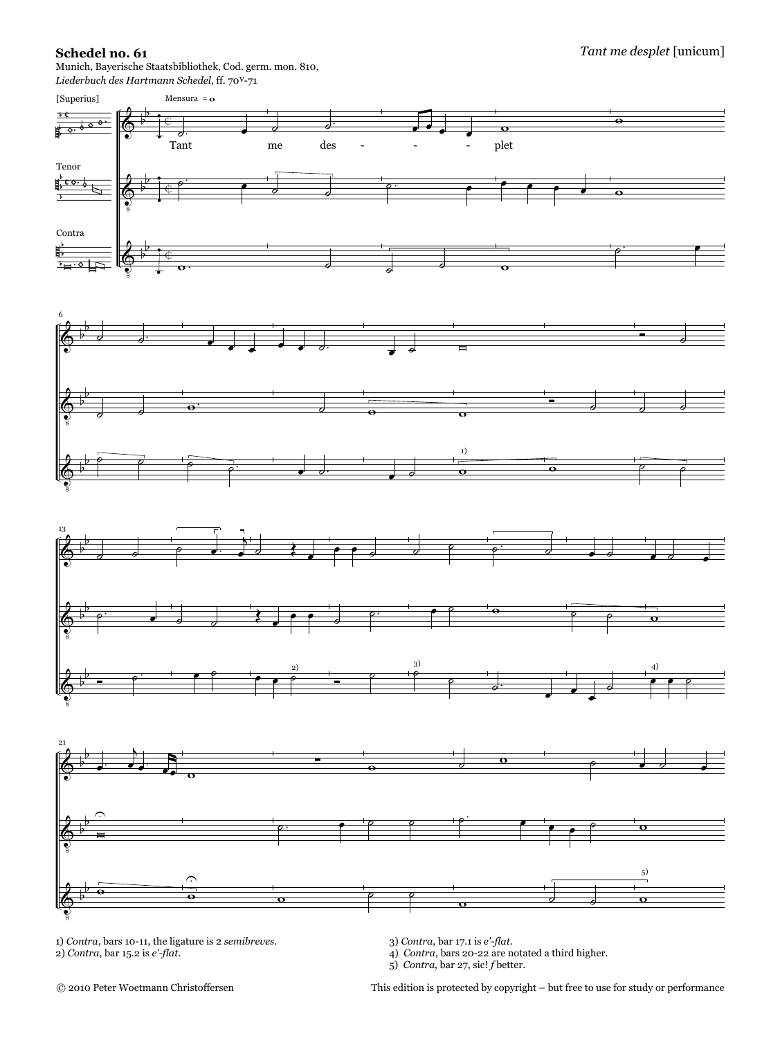**Schedel no. 61**

*Tant me desplet* [unicum]

Munich, Bayerische Staatsbibliothek, Cod. germ. mon. 810,
*Liederbuch des Hartmann Schedel*, ff. 70v-71

[Superius]

Tenor

Contra

Mensura = o

Tant me des - - - - plet

1) *Contra*, bars 10-11, the ligature is 2 *semibreves*.
2) *Contra*, bar 15.2 is *e'-flat*.
3) *Contra*, bar 17.1 is *e'-flat*.
4) *Contra*, bars 20-22 are notated a third higher.
5) *Contra*, bar 27, sic! *f* better.

© 2010 Peter Woetmann Christoffersen

This edition is protected by copyright – but free to use for study or performance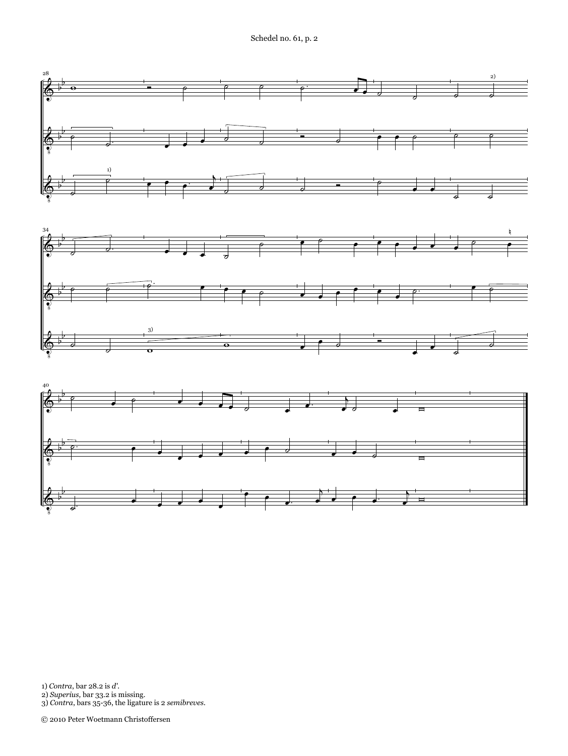1) *Contra*, bar 28.2 is *d'*.
2) *Superius*, bar 33.2 is missing.
3) *Contra*, bars 35-36, the ligature is 2 *semibreves*.

© 2010 Peter Woetmann Christoffersen